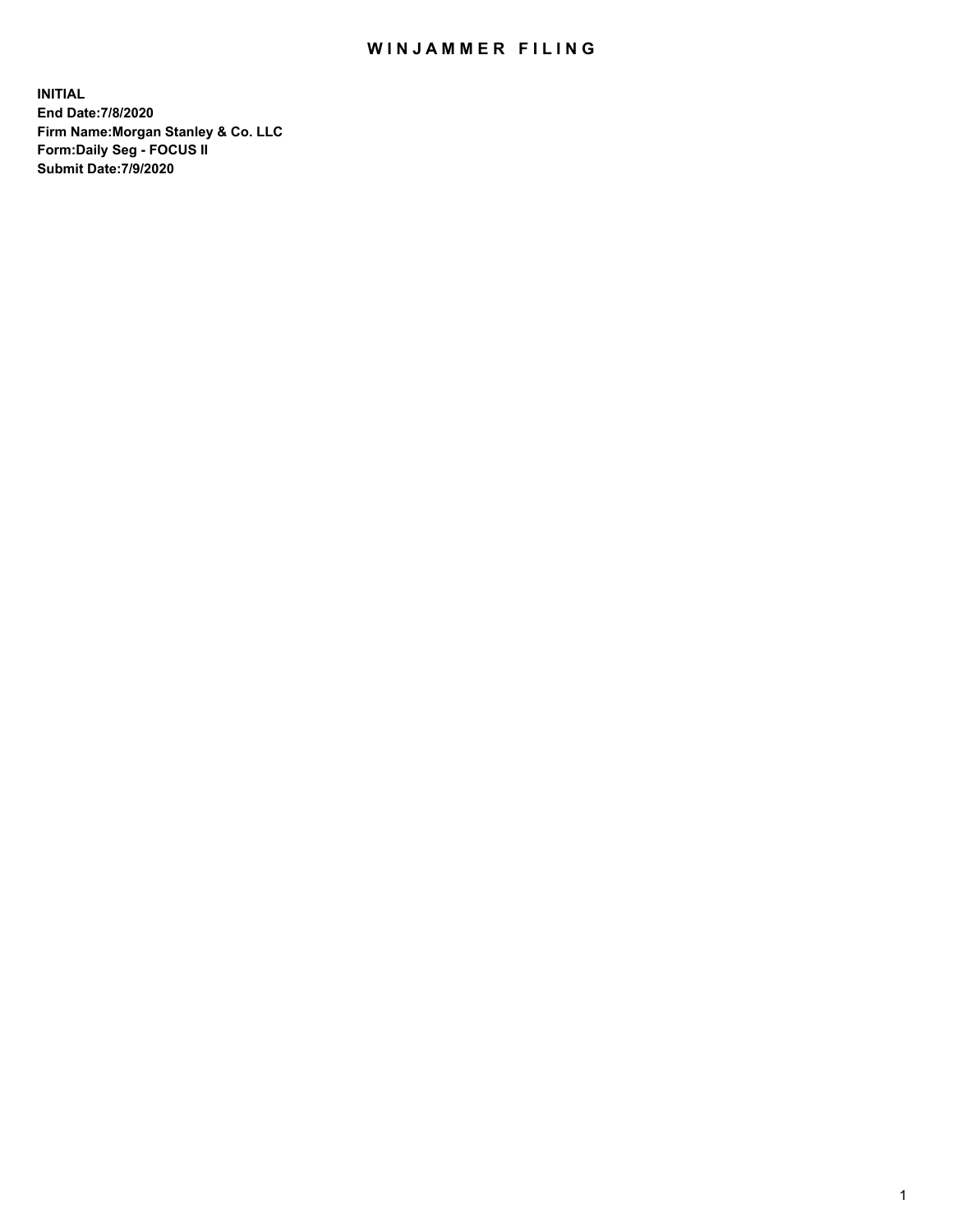# WINJAMMER FILING

**INITIAL**
**End Date:7/8/2020**
**Firm Name:Morgan Stanley & Co. LLC**
**Form:Daily Seg - FOCUS II**
**Submit Date:7/9/2020**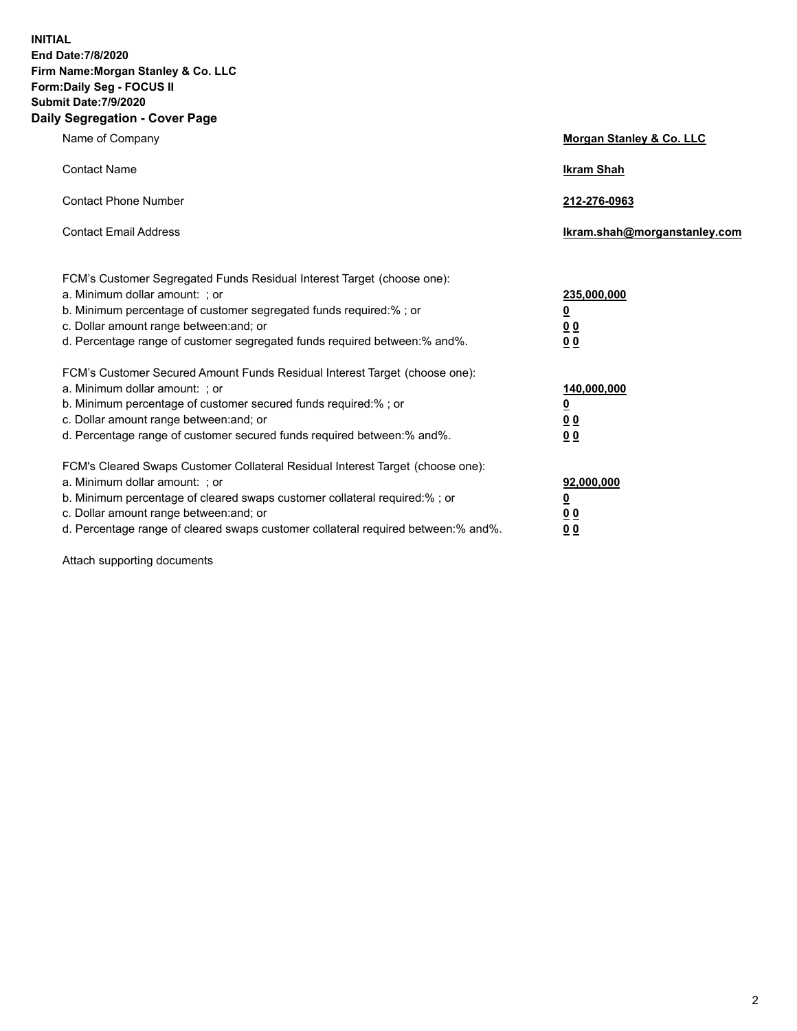**INITIAL**
**End Date:7/8/2020**
**Firm Name:Morgan Stanley & Co. LLC**
**Form:Daily Seg - FOCUS II**
**Submit Date:7/9/2020**

## Daily Segregation - Cover Page

| | |
|---|---|
| Name of Company | **Morgan Stanley & Co. LLC** |
| Contact Name | **Ikram Shah** |
| Contact Phone Number | **212-276-0963** |
| Contact Email Address | **Ikram.shah@morganstanley.com** |

FCM's Customer Segregated Funds Residual Interest Target (choose one):

| | |
|---|---|
| a. Minimum dollar amount: ; or | **235,000,000** |
| b. Minimum percentage of customer segregated funds required:% ; or | **0** |
| c. Dollar amount range between:and; or | **0 0** |
| d. Percentage range of customer segregated funds required between:% and%. | **0 0** |

FCM's Customer Secured Amount Funds Residual Interest Target (choose one):

| | |
|---|---|
| a. Minimum dollar amount: ; or | **140,000,000** |
| b. Minimum percentage of customer secured funds required:% ; or | **0** |
| c. Dollar amount range between:and; or | **0 0** |
| d. Percentage range of customer secured funds required between:% and%. | **0 0** |

FCM's Cleared Swaps Customer Collateral Residual Interest Target (choose one):

| | |
|---|---|
| a. Minimum dollar amount: ; or | **92,000,000** |
| b. Minimum percentage of cleared swaps customer collateral required:% ; or | **0** |
| c. Dollar amount range between:and; or | **0 0** |
| d. Percentage range of cleared swaps customer collateral required between:% and%. | **0 0** |

Attach supporting documents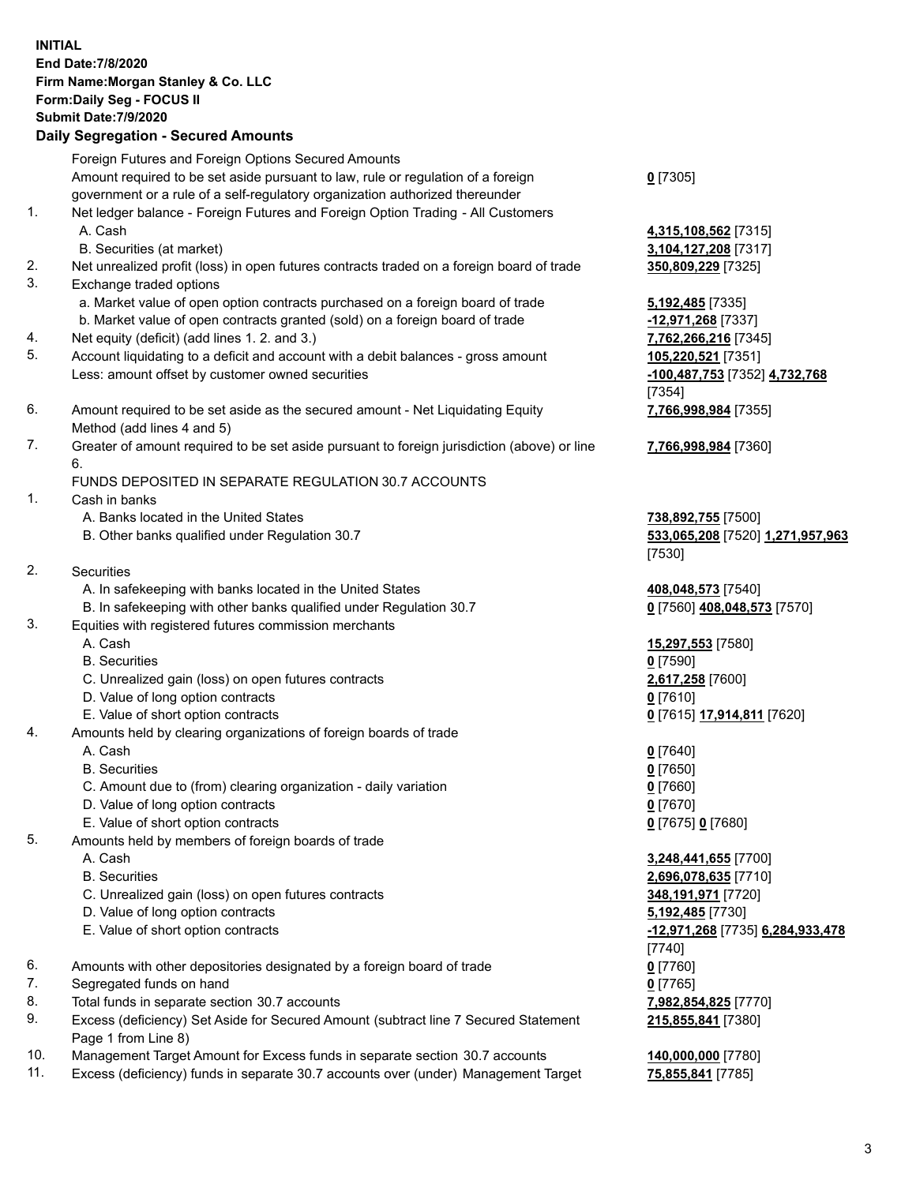**INITIAL**
**End Date:7/8/2020**
**Firm Name:Morgan Stanley & Co. LLC**
**Form:Daily Seg - FOCUS II**
**Submit Date:7/9/2020**

**Daily Segregation - Secured Amounts**

| | | |
|---|---|---|
| | Foreign Futures and Foreign Options Secured Amounts | |
| | Amount required to be set aside pursuant to law, rule or regulation of a foreign government or a rule of a self-regulatory organization authorized thereunder | **0** [7305] |
| 1. | Net ledger balance - Foreign Futures and Foreign Option Trading - All Customers | |
| | A. Cash | **4,315,108,562** [7315] |
| | B. Securities (at market) | **3,104,127,208** [7317] |
| 2. | Net unrealized profit (loss) in open futures contracts traded on a foreign board of trade | **350,809,229** [7325] |
| 3. | Exchange traded options | |
| | a. Market value of open option contracts purchased on a foreign board of trade | **5,192,485** [7335] |
| | b. Market value of open contracts granted (sold) on a foreign board of trade | **-12,971,268** [7337] |
| 4. | Net equity (deficit) (add lines 1. 2. and 3.) | **7,762,266,216** [7345] |
| 5. | Account liquidating to a deficit and account with a debit balances - gross amount | **105,220,521** [7351] |
| | Less: amount offset by customer owned securities | **-100,487,753** [7352] **4,732,768** [7354] |
| 6. | Amount required to be set aside as the secured amount - Net Liquidating Equity Method (add lines 4 and 5) | **7,766,998,984** [7355] |
| 7. | Greater of amount required to be set aside pursuant to foreign jurisdiction (above) or line 6. | **7,766,998,984** [7360] |
| | FUNDS DEPOSITED IN SEPARATE REGULATION 30.7 ACCOUNTS | |
| 1. | Cash in banks | |
| | A. Banks located in the United States | **738,892,755** [7500] |
| | B. Other banks qualified under Regulation 30.7 | **533,065,208** [7520] **1,271,957,963** [7530] |
| 2. | Securities | |
| | A. In safekeeping with banks located in the United States | **408,048,573** [7540] |
| | B. In safekeeping with other banks qualified under Regulation 30.7 | **0** [7560] **408,048,573** [7570] |
| 3. | Equities with registered futures commission merchants | |
| | A. Cash | **15,297,553** [7580] |
| | B. Securities | **0** [7590] |
| | C. Unrealized gain (loss) on open futures contracts | **2,617,258** [7600] |
| | D. Value of long option contracts | **0** [7610] |
| | E. Value of short option contracts | **0** [7615] **17,914,811** [7620] |
| 4. | Amounts held by clearing organizations of foreign boards of trade | |
| | A. Cash | **0** [7640] |
| | B. Securities | **0** [7650] |
| | C. Amount due to (from) clearing organization - daily variation | **0** [7660] |
| | D. Value of long option contracts | **0** [7670] |
| | E. Value of short option contracts | **0** [7675] **0** [7680] |
| 5. | Amounts held by members of foreign boards of trade | |
| | A. Cash | **3,248,441,655** [7700] |
| | B. Securities | **2,696,078,635** [7710] |
| | C. Unrealized gain (loss) on open futures contracts | **348,191,971** [7720] |
| | D. Value of long option contracts | **5,192,485** [7730] |
| | E. Value of short option contracts | **-12,971,268** [7735] **6,284,933,478** [7740] |
| 6. | Amounts with other depositories designated by a foreign board of trade | **0** [7760] |
| 7. | Segregated funds on hand | **0** [7765] |
| 8. | Total funds in separate section 30.7 accounts | **7,982,854,825** [7770] |
| 9. | Excess (deficiency) Set Aside for Secured Amount (subtract line 7 Secured Statement Page 1 from Line 8) | **215,855,841** [7380] |
| 10. | Management Target Amount for Excess funds in separate section 30.7 accounts | **140,000,000** [7780] |
| 11. | Excess (deficiency) funds in separate 30.7 accounts over (under) Management Target | **75,855,841** [7785] |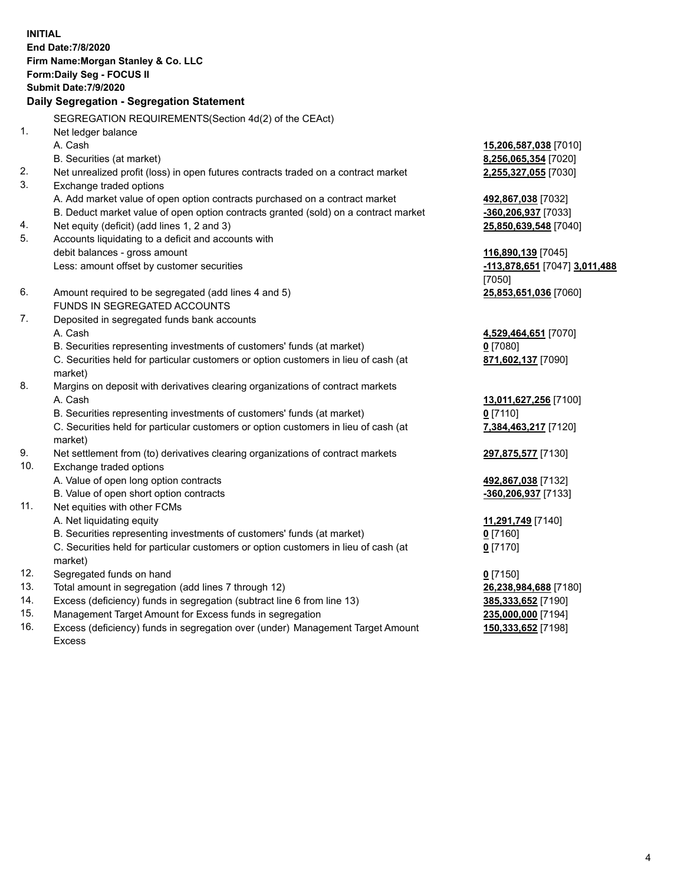**INITIAL**
**End Date:7/8/2020**
**Firm Name:Morgan Stanley & Co. LLC**
**Form:Daily Seg - FOCUS II**
**Submit Date:7/9/2020**

## Daily Segregation - Segregation Statement

| | | |
|---|---|---|
| | SEGREGATION REQUIREMENTS(Section 4d(2) of the CEAct) | |
| 1. | Net ledger balance | |
| | A. Cash | **15,206,587,038** [7010] |
| | B. Securities (at market) | **8,256,065,354** [7020] |
| 2. | Net unrealized profit (loss) in open futures contracts traded on a contract market | **2,255,327,055** [7030] |
| 3. | Exchange traded options | |
| | A. Add market value of open option contracts purchased on a contract market | **492,867,038** [7032] |
| | B. Deduct market value of open option contracts granted (sold) on a contract market | **-360,206,937** [7033] |
| 4. | Net equity (deficit) (add lines 1, 2 and 3) | **25,850,639,548** [7040] |
| 5. | Accounts liquidating to a deficit and accounts with debit balances - gross amount | **116,890,139** [7045] |
| | Less: amount offset by customer securities | **-113,878,651** [7047] **3,011,488** [7050] |
| 6. | Amount required to be segregated (add lines 4 and 5) | **25,853,651,036** [7060] |
| | FUNDS IN SEGREGATED ACCOUNTS | |
| 7. | Deposited in segregated funds bank accounts | |
| | A. Cash | **4,529,464,651** [7070] |
| | B. Securities representing investments of customers' funds (at market) | **0** [7080] |
| | C. Securities held for particular customers or option customers in lieu of cash (at market) | **871,602,137** [7090] |
| 8. | Margins on deposit with derivatives clearing organizations of contract markets | |
| | A. Cash | **13,011,627,256** [7100] |
| | B. Securities representing investments of customers' funds (at market) | **0** [7110] |
| | C. Securities held for particular customers or option customers in lieu of cash (at market) | **7,384,463,217** [7120] |
| 9. | Net settlement from (to) derivatives clearing organizations of contract markets | **297,875,577** [7130] |
| 10. | Exchange traded options | |
| | A. Value of open long option contracts | **492,867,038** [7132] |
| | B. Value of open short option contracts | **-360,206,937** [7133] |
| 11. | Net equities with other FCMs | |
| | A. Net liquidating equity | **11,291,749** [7140] |
| | B. Securities representing investments of customers' funds (at market) | **0** [7160] |
| | C. Securities held for particular customers or option customers in lieu of cash (at market) | **0** [7170] |
| 12. | Segregated funds on hand | **0** [7150] |
| 13. | Total amount in segregation (add lines 7 through 12) | **26,238,984,688** [7180] |
| 14. | Excess (deficiency) funds in segregation (subtract line 6 from line 13) | **385,333,652** [7190] |
| 15. | Management Target Amount for Excess funds in segregation | **235,000,000** [7194] |
| 16. | Excess (deficiency) funds in segregation over (under) Management Target Amount Excess | **150,333,652** [7198] |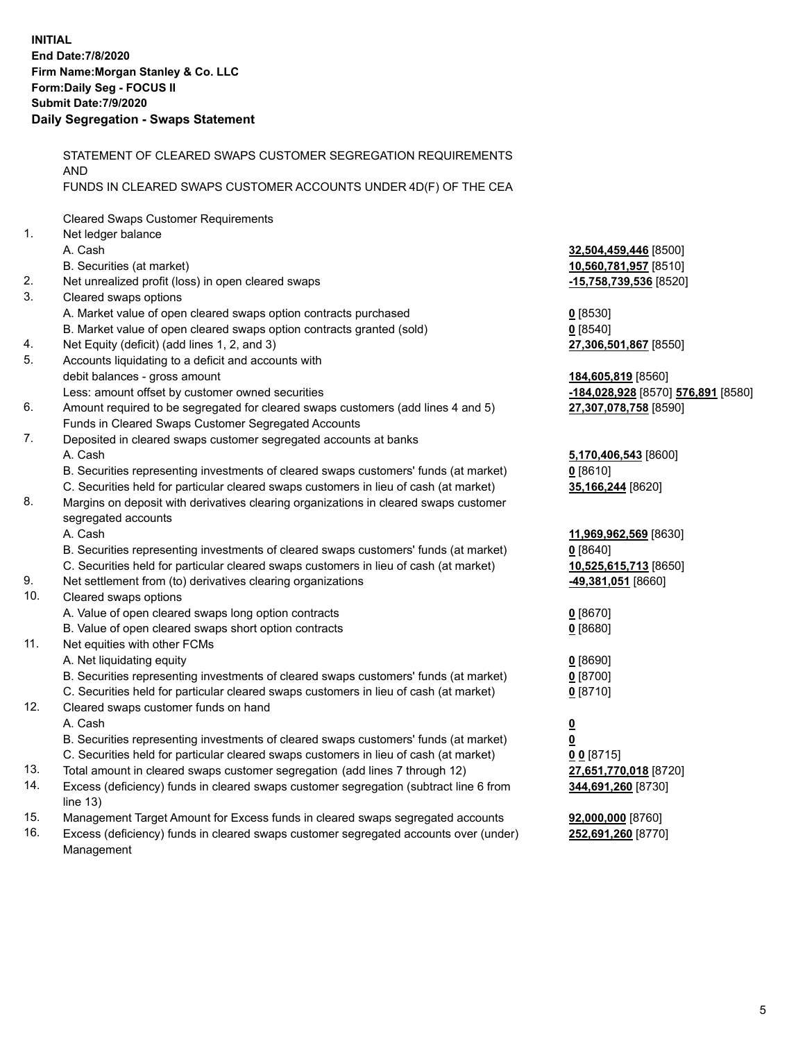**INITIAL**
**End Date:7/8/2020**
**Firm Name:Morgan Stanley & Co. LLC**
**Form:Daily Seg - FOCUS II**
**Submit Date:7/9/2020**
**Daily Segregation - Swaps Statement**

STATEMENT OF CLEARED SWAPS CUSTOMER SEGREGATION REQUIREMENTS AND FUNDS IN CLEARED SWAPS CUSTOMER ACCOUNTS UNDER 4D(F) OF THE CEA

| | | |
|---|---|---|
| | Cleared Swaps Customer Requirements | |
| 1. | Net ledger balance | |
| | A. Cash | **32,504,459,446** [8500] |
| | B. Securities (at market) | **10,560,781,957** [8510] |
| 2. | Net unrealized profit (loss) in open cleared swaps | **-15,758,739,536** [8520] |
| 3. | Cleared swaps options | |
| | A. Market value of open cleared swaps option contracts purchased | **0** [8530] |
| | B. Market value of open cleared swaps option contracts granted (sold) | **0** [8540] |
| 4. | Net Equity (deficit) (add lines 1, 2, and 3) | **27,306,501,867** [8550] |
| 5. | Accounts liquidating to a deficit and accounts with debit balances - gross amount | **184,605,819** [8560] |
| | Less: amount offset by customer owned securities | **-184,028,928** [8570] **576,891** [8580] |
| 6. | Amount required to be segregated for cleared swaps customers (add lines 4 and 5) | **27,307,078,758** [8590] |
| | Funds in Cleared Swaps Customer Segregated Accounts | |
| 7. | Deposited in cleared swaps customer segregated accounts at banks | |
| | A. Cash | **5,170,406,543** [8600] |
| | B. Securities representing investments of cleared swaps customers' funds (at market) | **0** [8610] |
| | C. Securities held for particular cleared swaps customers in lieu of cash (at market) | **35,166,244** [8620] |
| 8. | Margins on deposit with derivatives clearing organizations in cleared swaps customer segregated accounts | |
| | A. Cash | **11,969,962,569** [8630] |
| | B. Securities representing investments of cleared swaps customers' funds (at market) | **0** [8640] |
| | C. Securities held for particular cleared swaps customers in lieu of cash (at market) | **10,525,615,713** [8650] |
| 9. | Net settlement from (to) derivatives clearing organizations | **-49,381,051** [8660] |
| 10. | Cleared swaps options | |
| | A. Value of open cleared swaps long option contracts | **0** [8670] |
| | B. Value of open cleared swaps short option contracts | **0** [8680] |
| 11. | Net equities with other FCMs | |
| | A. Net liquidating equity | **0** [8690] |
| | B. Securities representing investments of cleared swaps customers' funds (at market) | **0** [8700] |
| | C. Securities held for particular cleared swaps customers in lieu of cash (at market) | **0** [8710] |
| 12. | Cleared swaps customer funds on hand | |
| | A. Cash | **0** |
| | B. Securities representing investments of cleared swaps customers' funds (at market) | **0** |
| | C. Securities held for particular cleared swaps customers in lieu of cash (at market) | **0** **0** [8715] |
| 13. | Total amount in cleared swaps customer segregation (add lines 7 through 12) | **27,651,770,018** [8720] |
| 14. | Excess (deficiency) funds in cleared swaps customer segregation (subtract line 6 from line 13) | **344,691,260** [8730] |
| 15. | Management Target Amount for Excess funds in cleared swaps segregated accounts | **92,000,000** [8760] |
| 16. | Excess (deficiency) funds in cleared swaps customer segregated accounts over (under) Management | **252,691,260** [8770] |